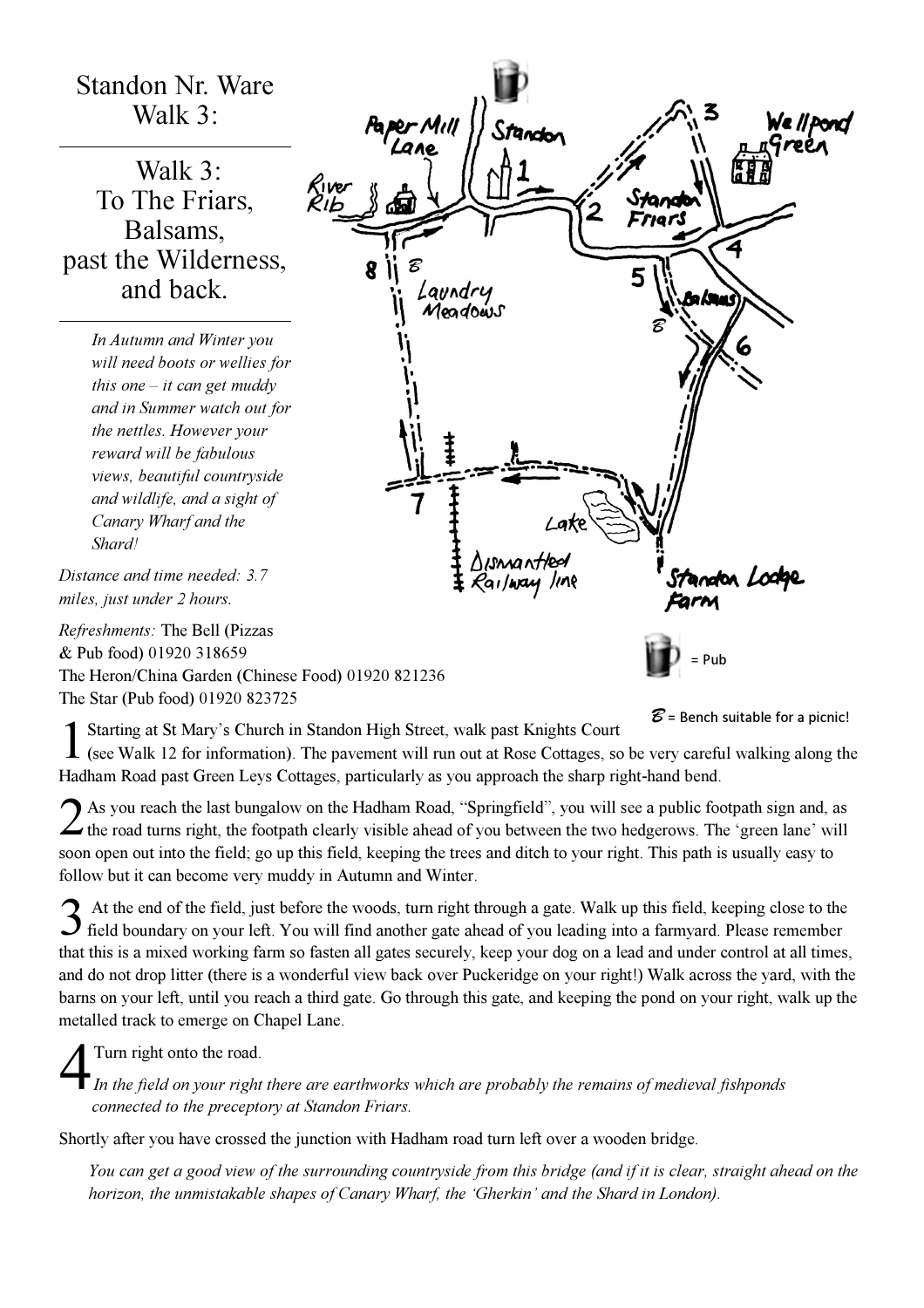# Standon Nr. Ware Walk 3:

## Walk 3: To The Friars, Balsams, past the Wilderness, and back.

*In Autumn and Winter you will need boots or wellies for this one – it can get muddy and in Summer watch out for the nettles. However your reward will be fabulous views, beautiful countryside and wildlife, and a sight of Canary Wharf and the Shard!*

*Distance and time needed:* 3.7 miles, just under 2 hours.

*Refreshments:* The Bell (Pizzas & Pub food) 01920 318659
The Heron/China Garden (Chinese Food) 01920 821236
The Star (Pub food) 01920 823725

= Pub

B = Bench suitable for a picnic!

**1** Starting at St Mary's Church in Standon High Street, walk past Knights Court (see Walk 12 for information). The pavement will run out at Rose Cottages, so be very careful walking along the Hadham Road past Green Leys Cottages, particularly as you approach the sharp right-hand bend.

**2** As you reach the last bungalow on the Hadham Road, "Springfield", you will see a public footpath sign and, as the road turns right, the footpath clearly visible ahead of you between the two hedgerows. The 'green lane' will soon open out into the field; go up this field, keeping the trees and ditch to your right. This path is usually easy to follow but it can become very muddy in Autumn and Winter.

**3** At the end of the field, just before the woods, turn right through a gate. Walk up this field, keeping close to the field boundary on your left. You will find another gate ahead of you leading into a farmyard. Please remember that this is a mixed working farm so fasten all gates securely, keep your dog on a lead and under control at all times, and do not drop litter (there is a wonderful view back over Puckeridge on your right!) Walk across the yard, with the barns on your left, until you reach a third gate. Go through this gate, and keeping the pond on your right, walk up the metalled track to emerge on Chapel Lane.

**4** Turn right onto the road.
*In the field on your right there are earthworks which are probably the remains of medieval fishponds connected to the preceptory at Standon Friars.*

Shortly after you have crossed the junction with Hadham road turn left over a wooden bridge.

*You can get a good view of the surrounding countryside from this bridge (and if it is clear, straight ahead on the horizon, the unmistakable shapes of Canary Wharf, the 'Gherkin' and the Shard in London).*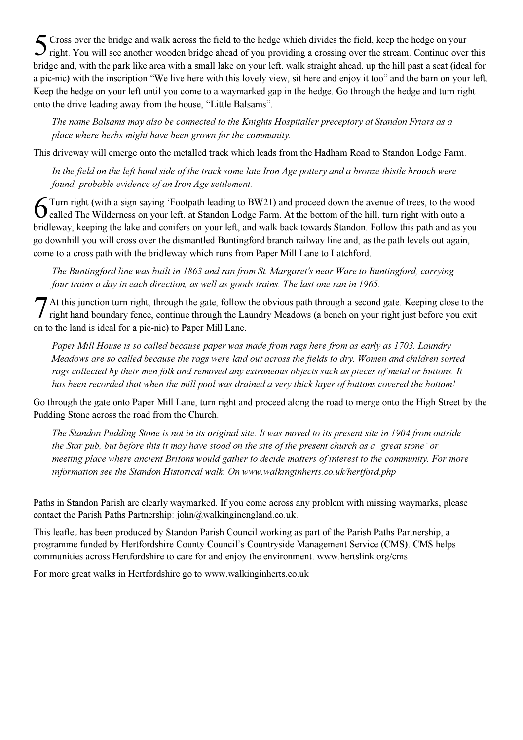**5** Cross over the bridge and walk across the field to the hedge which divides the field, keep the hedge on your right. You will see another wooden bridge ahead of you providing a crossing over the stream. Continue over this bridge and, with the park like area with a small lake on your left, walk straight ahead, up the hill past a seat (ideal for a pic-nic) with the inscription "We live here with this lovely view, sit here and enjoy it too" and the barn on your left. Keep the hedge on your left until you come to a waymarked gap in the hedge. Go through the hedge and turn right onto the drive leading away from the house, "Little Balsams".

*The name Balsams may also be connected to the Knights Hospitaller preceptory at Standon Friars as a place where herbs might have been grown for the community.*

This driveway will emerge onto the metalled track which leads from the Hadham Road to Standon Lodge Farm.

*In the field on the left hand side of the track some late Iron Age pottery and a bronze thistle brooch were found, probable evidence of an Iron Age settlement.*

**6** Turn right (with a sign saying 'Footpath leading to BW21) and proceed down the avenue of trees, to the wood called The Wilderness on your left, at Standon Lodge Farm. At the bottom of the hill, turn right with onto a bridleway, keeping the lake and conifers on your left, and walk back towards Standon. Follow this path and as you go downhill you will cross over the dismantled Buntingford branch railway line and, as the path levels out again, come to a cross path with the bridleway which runs from Paper Mill Lane to Latchford.

*The Buntingford line was built in 1863 and ran from St. Margaret's near Ware to Buntingford, carrying four trains a day in each direction, as well as goods trains. The last one ran in 1965.*

**7** At this junction turn right, through the gate, follow the obvious path through a second gate. Keeping close to the right hand boundary fence, continue through the Laundry Meadows (a bench on your right just before you exit on to the land is ideal for a pic-nic) to Paper Mill Lane.

*Paper Mill House is so called because paper was made from rags here from as early as 1703. Laundry Meadows are so called because the rags were laid out across the fields to dry. Women and children sorted rags collected by their men folk and removed any extraneous objects such as pieces of metal or buttons. It has been recorded that when the mill pool was drained a very thick layer of buttons covered the bottom!*

Go through the gate onto Paper Mill Lane, turn right and proceed along the road to merge onto the High Street by the Pudding Stone across the road from the Church.

*The Standon Pudding Stone is not in its original site. It was moved to its present site in 1904 from outside the Star pub, but before this it may have stood on the site of the present church as a 'great stone' or meeting place where ancient Britons would gather to decide matters of interest to the community. For more information see the Standon Historical walk. On www.walkinginherts.co.uk/hertford.php*

Paths in Standon Parish are clearly waymarked. If you come across any problem with missing waymarks, please contact the Parish Paths Partnership: john@walkinginengland.co.uk.

This leaflet has been produced by Standon Parish Council working as part of the Parish Paths Partnership, a programme funded by Hertfordshire County Council's Countryside Management Service (CMS). CMS helps communities across Hertfordshire to care for and enjoy the environment. www.hertslink.org/cms

For more great walks in Hertfordshire go to www.walkinginherts.co.uk